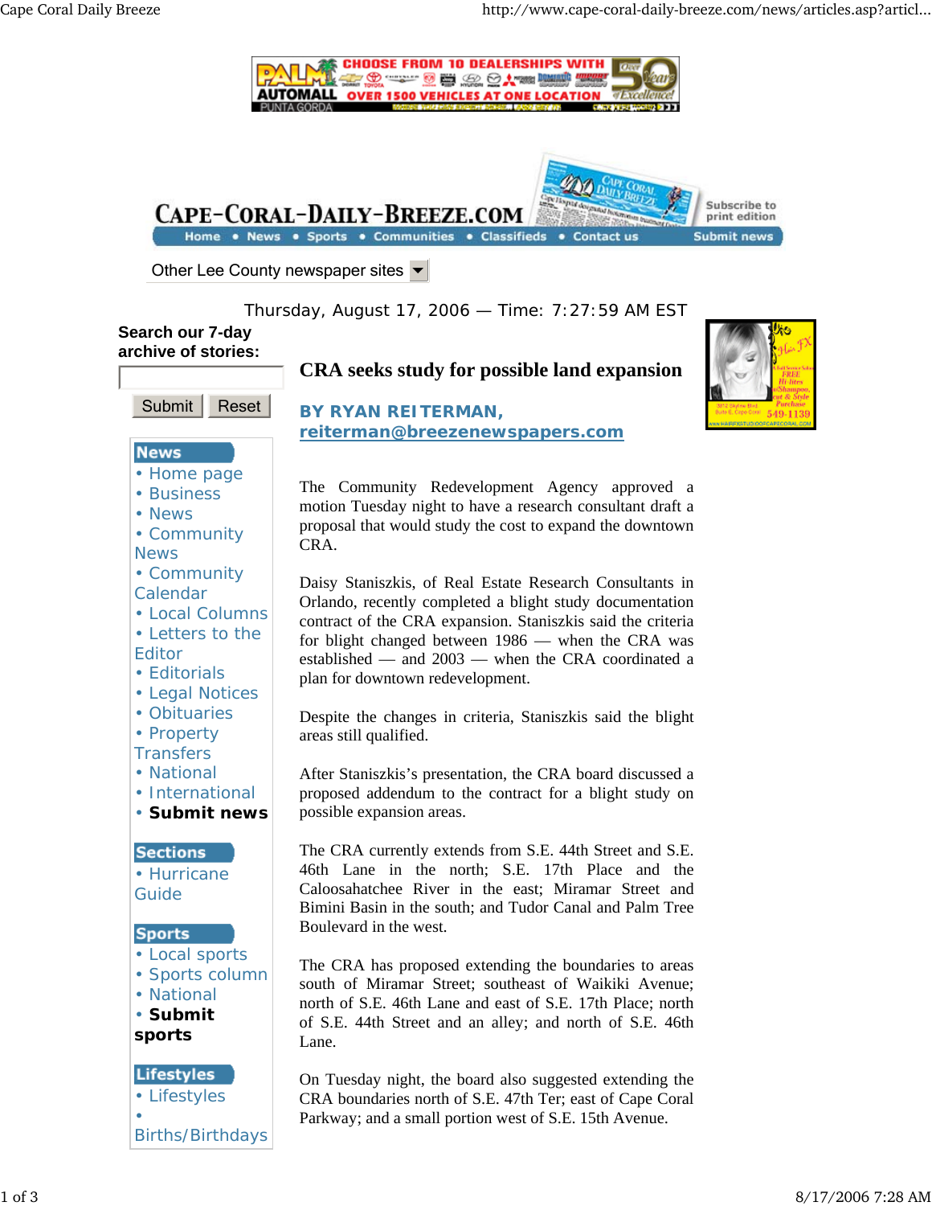Thursday, August 17, 2006 — Time: 7:27:59 AM EST

# CRA seeks study for possible land expansion

**BY RYAN REITERMAN, reiterman@breezenewspapers.com**

The Community Redevelopment Agency approved a motion Tuesday night to have a research consultant draft a proposal that would study the cost to expand the downtown CRA.

Daisy Staniszkis, of Real Estate Research Consultants in Orlando, recently completed a blight study documentation contract of the CRA expansion. Staniszkis said the criteria for blight changed between 1986 — when the CRA was established — and 2003 — when the CRA coordinated a plan for downtown redevelopment.

Despite the changes in criteria, Staniszkis said the blight areas still qualified.

After Staniszkis's presentation, the CRA board discussed a proposed addendum to the contract for a blight study on possible expansion areas.

The CRA currently extends from S.E. 44th Street and S.E. 46th Lane in the north; S.E. 17th Place and the Caloosahatchee River in the east; Miramar Street and Bimini Basin in the south; and Tudor Canal and Palm Tree Boulevard in the west.

The CRA has proposed extending the boundaries to areas south of Miramar Street; southeast of Waikiki Avenue; north of S.E. 46th Lane and east of S.E. 17th Place; north of S.E. 44th Street and an alley; and north of S.E. 46th Lane.

On Tuesday night, the board also suggested extending the CRA boundaries north of S.E. 47th Ter; east of Cape Coral Parkway; and a small portion west of S.E. 15th Avenue.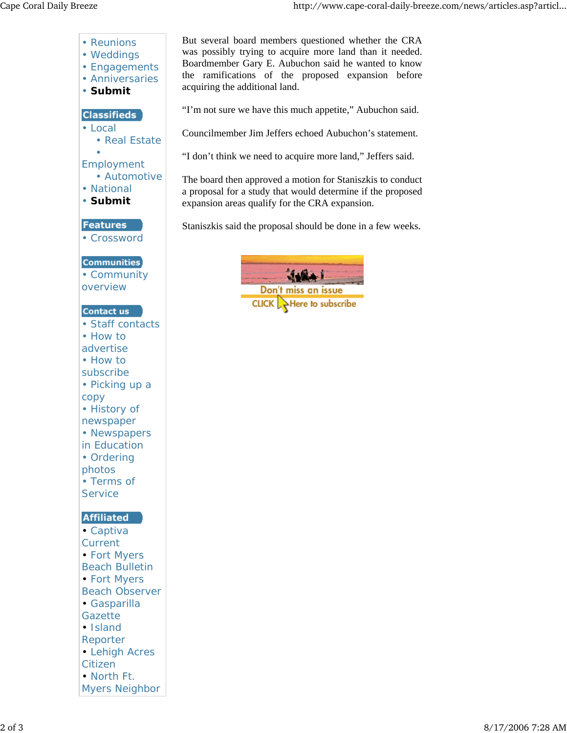- Reunions
- Weddings
- Engagements
- Anniversaries
- **Submit**

**Classifieds**
- Local
  - Real Estate
  - Employment
  - Automotive
- National
- **Submit**

**Features**
- Crossword

**Communities**
- Community overview

**Contact us**
- Staff contacts
- How to advertise
- How to subscribe
- Picking up a copy
- History of newspaper
- Newspapers in Education
- Ordering photos
- Terms of Service

**Affiliated**
- Captiva Current
- Fort Myers Beach Bulletin
- Fort Myers Beach Observer
- Gasparilla Gazette
- Island Reporter
- Lehigh Acres Citizen
- North Ft. Myers Neighbor

But several board members questioned whether the CRA was possibly trying to acquire more land than it needed. Boardmember Gary E. Aubuchon said he wanted to know the ramifications of the proposed expansion before acquiring the additional land.

"I'm not sure we have this much appetite," Aubuchon said.

Councilmember Jim Jeffers echoed Aubuchon's statement.

"I don't think we need to acquire more land," Jeffers said.

The board then approved a motion for Staniszkis to conduct a proposal for a study that would determine if the proposed expansion areas qualify for the CRA expansion.

Staniszkis said the proposal should be done in a few weeks.

Don't miss an issue
CLICK Here to subscribe